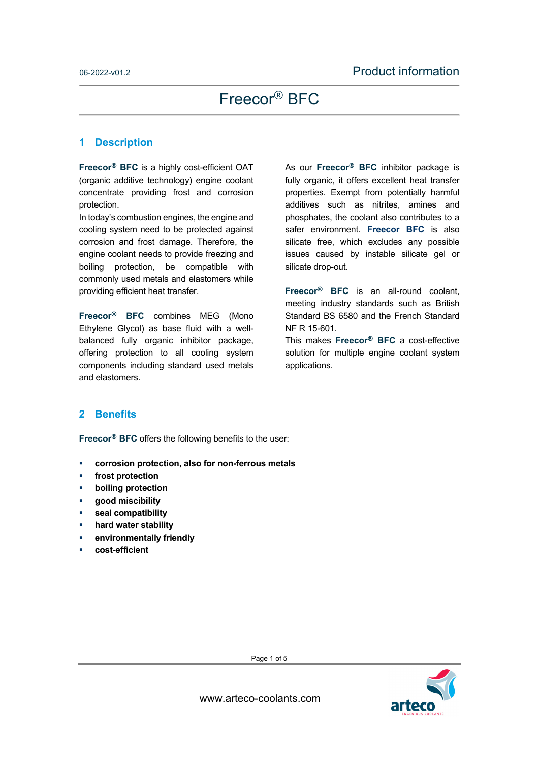# Freecor® BFC

## 1 Description

**Freecor® BFC** is a highly cost-efficient OAT (organic additive technology) engine coolant concentrate providing frost and corrosion protection.
In today's combustion engines, the engine and cooling system need to be protected against corrosion and frost damage. Therefore, the engine coolant needs to provide freezing and boiling protection, be compatible with commonly used metals and elastomers while providing efficient heat transfer.

**Freecor® BFC** combines MEG (Mono Ethylene Glycol) as base fluid with a well-balanced fully organic inhibitor package, offering protection to all cooling system components including standard used metals and elastomers.

As our **Freecor® BFC** inhibitor package is fully organic, it offers excellent heat transfer properties. Exempt from potentially harmful additives such as nitrites, amines and phosphates, the coolant also contributes to a safer environment. **Freecor BFC** is also silicate free, which excludes any possible issues caused by instable silicate gel or silicate drop-out.

**Freecor® BFC** is an all-round coolant, meeting industry standards such as British Standard BS 6580 and the French Standard NF R 15-601.
This makes **Freecor® BFC** a cost-effective solution for multiple engine coolant system applications.

## 2 Benefits

**Freecor® BFC** offers the following benefits to the user:

- **corrosion protection, also for non-ferrous metals**
- **frost protection**
- **boiling protection**
- **good miscibility**
- **seal compatibility**
- **hard water stability**
- **environmentally friendly**
- **cost-efficient**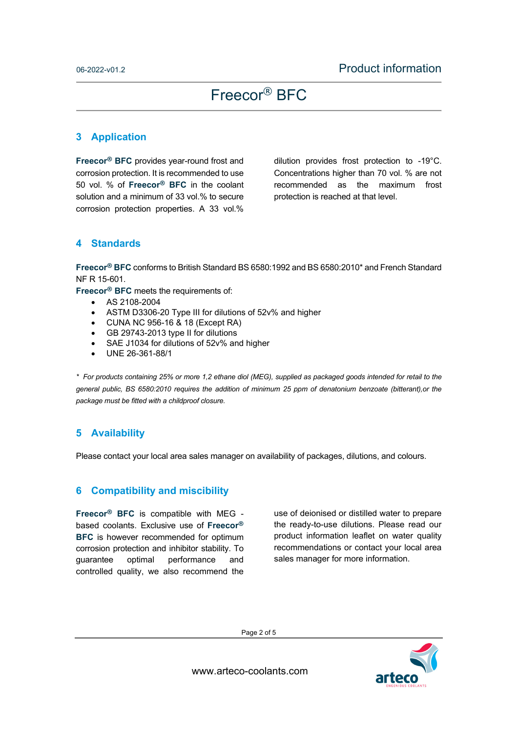## 3 Application

**Freecor® BFC** provides year-round frost and corrosion protection. It is recommended to use 50 vol. % of **Freecor® BFC** in the coolant solution and a minimum of 33 vol.% to secure corrosion protection properties. A 33 vol.% dilution provides frost protection to -19°C. Concentrations higher than 70 vol. % are not recommended as the maximum frost protection is reached at that level.

## 4 Standards

**Freecor® BFC** conforms to British Standard BS 6580:1992 and BS 6580:2010* and French Standard NF R 15-601.

**Freecor® BFC** meets the requirements of:

- AS 2108-2004
- ASTM D3306-20 Type III for dilutions of 52v% and higher
- CUNA NC 956-16 & 18 (Except RA)
- GB 29743-2013 type II for dilutions
- SAE J1034 for dilutions of 52v% and higher
- UNE 26-361-88/1

*\* For products containing 25% or more 1,2 ethane diol (MEG), supplied as packaged goods intended for retail to the general public, BS 6580:2010 requires the addition of minimum 25 ppm of denatonium benzoate (bitterant),or the package must be fitted with a childproof closure.*

## 5 Availability

Please contact your local area sales manager on availability of packages, dilutions, and colours.

## 6 Compatibility and miscibility

**Freecor® BFC** is compatible with MEG - based coolants. Exclusive use of **Freecor® BFC** is however recommended for optimum corrosion protection and inhibitor stability. To guarantee optimal performance and controlled quality, we also recommend the use of deionised or distilled water to prepare the ready-to-use dilutions. Please read our product information leaflet on water quality recommendations or contact your local area sales manager for more information.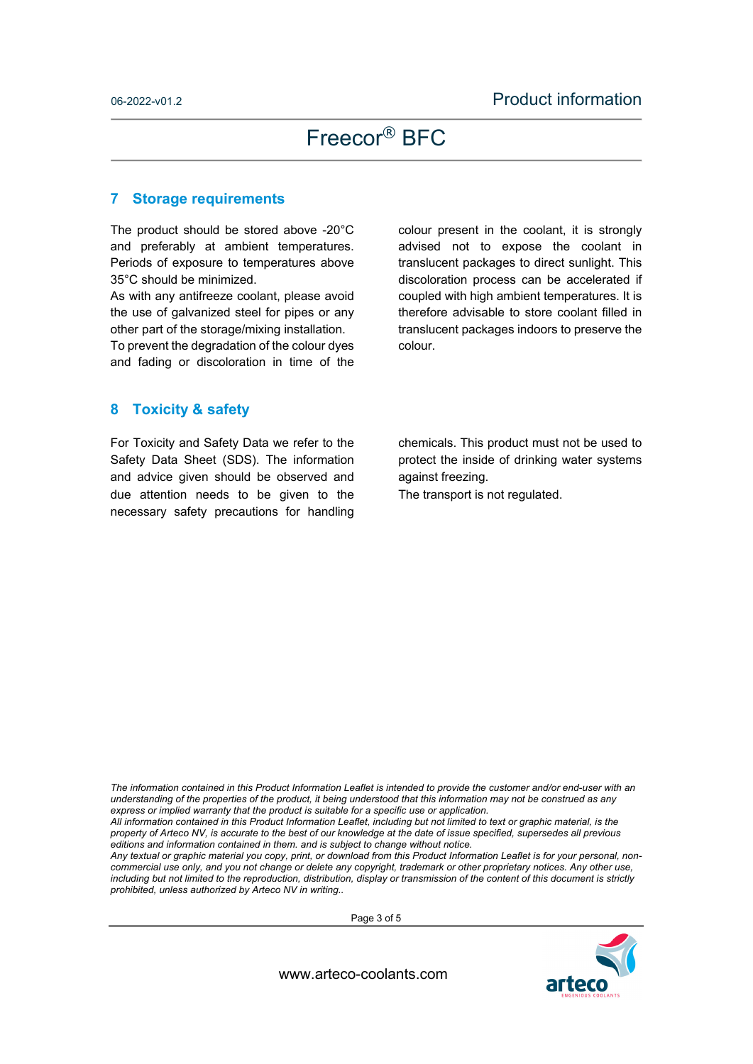## 7 Storage requirements

The product should be stored above -20°C and preferably at ambient temperatures. Periods of exposure to temperatures above 35°C should be minimized.
As with any antifreeze coolant, please avoid the use of galvanized steel for pipes or any other part of the storage/mixing installation.
To prevent the degradation of the colour dyes and fading or discoloration in time of the colour present in the coolant, it is strongly advised not to expose the coolant in translucent packages to direct sunlight. This discoloration process can be accelerated if coupled with high ambient temperatures. It is therefore advisable to store coolant filled in translucent packages indoors to preserve the colour.

## 8 Toxicity & safety

For Toxicity and Safety Data we refer to the Safety Data Sheet (SDS). The information and advice given should be observed and due attention needs to be given to the necessary safety precautions for handling chemicals. This product must not be used to protect the inside of drinking water systems against freezing.
The transport is not regulated.

*The information contained in this Product Information Leaflet is intended to provide the customer and/or end-user with an understanding of the properties of the product, it being understood that this information may not be construed as any express or implied warranty that the product is suitable for a specific use or application.*
*All information contained in this Product Information Leaflet, including but not limited to text or graphic material, is the property of Arteco NV, is accurate to the best of our knowledge at the date of issue specified, supersedes all previous editions and information contained in them. and is subject to change without notice.*
*Any textual or graphic material you copy, print, or download from this Product Information Leaflet is for your personal, non-commercial use only, and you not change or delete any copyright, trademark or other proprietary notices. Any other use, including but not limited to the reproduction, distribution, display or transmission of the content of this document is strictly prohibited, unless authorized by Arteco NV in writing..*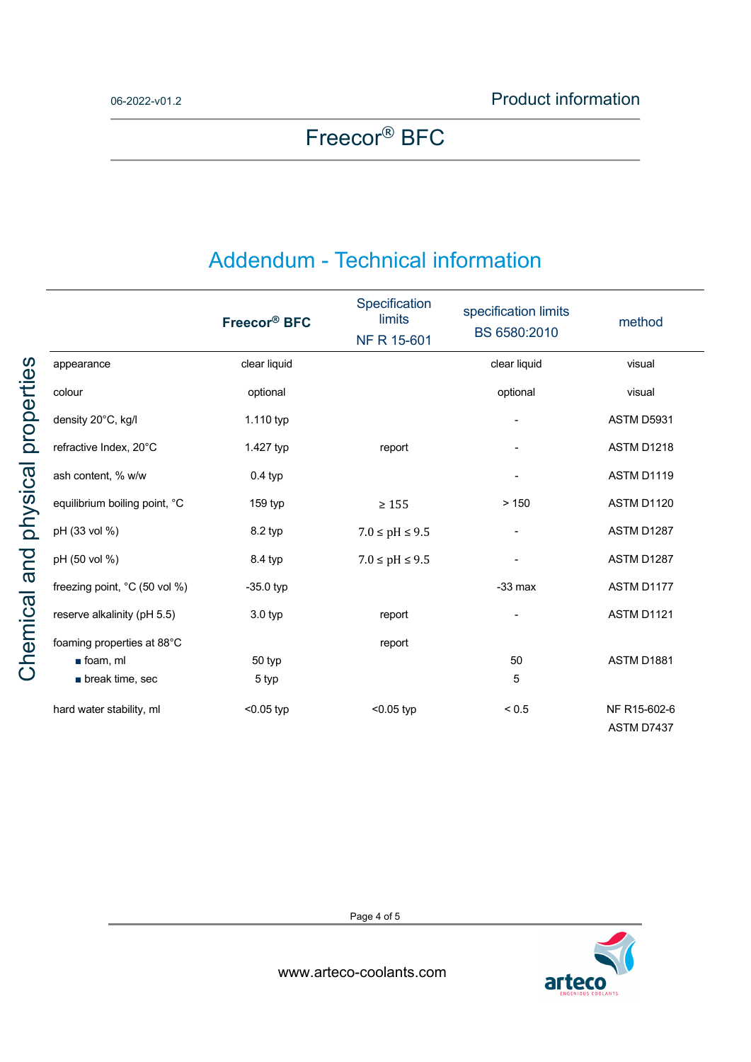Product information

# Freecor® BFC

## Addendum - Technical information

### Chemical and physical properties

| | Freecor® BFC | Specification limits NF R 15-601 | specification limits BS 6580:2010 | method |
|---|---|---|---|---|
| appearance | clear liquid | | clear liquid | visual |
| colour | optional | | optional | visual |
| density 20°C, kg/l | 1.110 typ | | - | ASTM D5931 |
| refractive Index, 20°C | 1.427 typ | report | - | ASTM D1218 |
| ash content, % w/w | 0.4 typ | | - | ASTM D1119 |
| equilibrium boiling point, °C | 159 typ | ≥ 155 | > 150 | ASTM D1120 |
| pH (33 vol %) | 8.2 typ | 7.0 ≤ pH ≤ 9.5 | - | ASTM D1287 |
| pH (50 vol %) | 8.4 typ | 7.0 ≤ pH ≤ 9.5 | - | ASTM D1287 |
| freezing point, °C (50 vol %) | -35.0 typ | | -33 max | ASTM D1177 |
| reserve alkalinity (pH 5.5) | 3.0 typ | report | - | ASTM D1121 |
| foaming properties at 88°C | | report | | |
| ▪ foam, ml | 50 typ | | 50 | ASTM D1881 |
| ▪ break time, sec | 5 typ | | 5 | |
| hard water stability, ml | <0.05 typ | <0.05 typ | < 0.5 | NF R15-602-6 ASTM D7437 |

www.arteco-coolants.com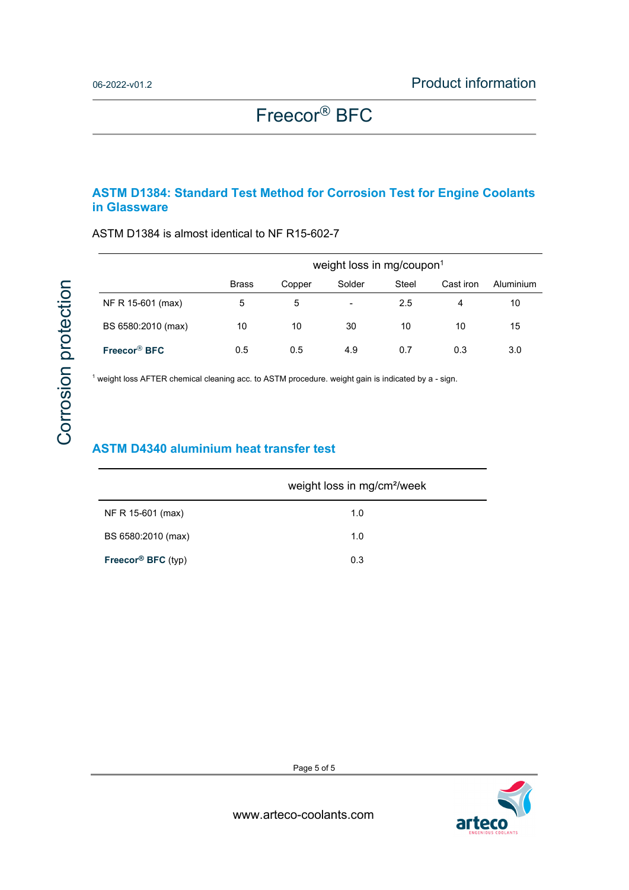Corrosion protection

## ASTM D1384: Standard Test Method for Corrosion Test for Engine Coolants in Glassware

ASTM D1384 is almost identical to NF R15-602-7

| | weight loss in mg/coupon[1] | | | | | |
|---|---|---|---|---|---|---|
| | Brass | Copper | Solder | Steel | Cast iron | Aluminium |
| NF R 15-601 (max) | 5 | 5 | - | 2.5 | 4 | 10 |
| BS 6580:2010 (max) | 10 | 10 | 30 | 10 | 10 | 15 |
| **Freecor® BFC** | 0.5 | 0.5 | 4.9 | 0.7 | 0.3 | 3.0 |

[1] weight loss AFTER chemical cleaning acc. to ASTM procedure. weight gain is indicated by a - sign.

## ASTM D4340 aluminium heat transfer test

| | weight loss in mg/cm²/week |
|---|---|
| NF R 15-601 (max) | 1.0 |
| BS 6580:2010 (max) | 1.0 |
| **Freecor® BFC** (typ) | 0.3 |

www.arteco-coolants.com